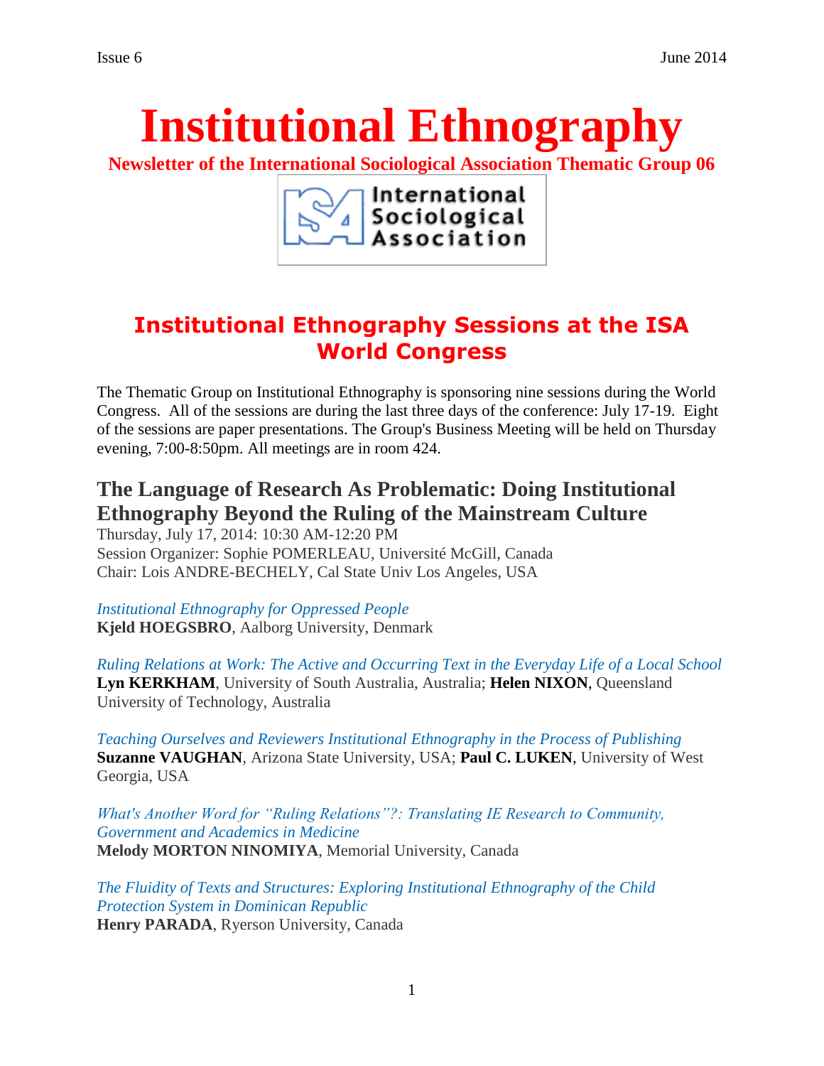# Institutional Ethnography

**Newsletter of the International Sociological Association Thematic Group 06**

International Sociological Association

## Institutional Ethnography Sessions at the ISA World Congress

The Thematic Group on Institutional Ethnography is sponsoring nine sessions during the World Congress. All of the sessions are during the last three days of the conference: July 17-19. Eight of the sessions are paper presentations. The Group's Business Meeting will be held on Thursday evening, 7:00-8:50pm. All meetings are in room 424.

### The Language of Research As Problematic: Doing Institutional Ethnography Beyond the Ruling of the Mainstream Culture

Thursday, July 17, 2014: 10:30 AM-12:20 PM
Session Organizer: Sophie POMERLEAU, Université McGill, Canada
Chair: Lois ANDRE-BECHELY, Cal State Univ Los Angeles, USA

*Institutional Ethnography for Oppressed People*
**Kjeld HOEGSBRO**, Aalborg University, Denmark

*Ruling Relations at Work: The Active and Occurring Text in the Everyday Life of a Local School*
**Lyn KERKHAM**, University of South Australia, Australia; **Helen NIXON**, Queensland University of Technology, Australia

*Teaching Ourselves and Reviewers Institutional Ethnography in the Process of Publishing*
**Suzanne VAUGHAN**, Arizona State University, USA; **Paul C. LUKEN**, University of West Georgia, USA

*What's Another Word for "Ruling Relations"?: Translating IE Research to Community, Government and Academics in Medicine*
**Melody MORTON NINOMIYA**, Memorial University, Canada

*The Fluidity of Texts and Structures: Exploring Institutional Ethnography of the Child Protection System in Dominican Republic*
**Henry PARADA**, Ryerson University, Canada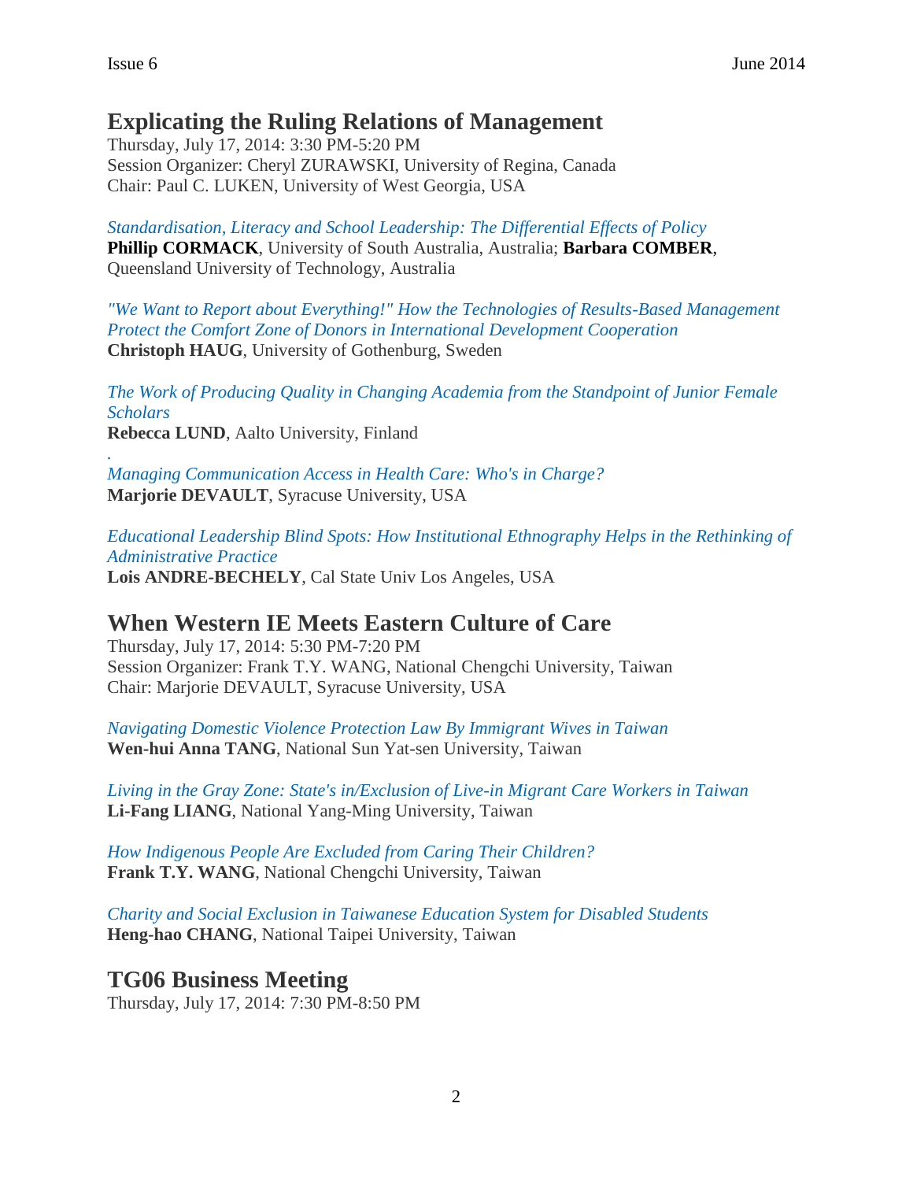## Explicating the Ruling Relations of Management

Thursday, July 17, 2014: 3:30 PM-5:20 PM
Session Organizer: Cheryl ZURAWSKI, University of Regina, Canada
Chair: Paul C. LUKEN, University of West Georgia, USA

*Standardisation, Literacy and School Leadership: The Differential Effects of Policy*
**Phillip CORMACK**, University of South Australia, Australia; **Barbara COMBER**, Queensland University of Technology, Australia

*"We Want to Report about Everything!" How the Technologies of Results-Based Management Protect the Comfort Zone of Donors in International Development Cooperation*
**Christoph HAUG**, University of Gothenburg, Sweden

*The Work of Producing Quality in Changing Academia from the Standpoint of Junior Female Scholars*
**Rebecca LUND**, Aalto University, Finland

*Managing Communication Access in Health Care: Who's in Charge?*
**Marjorie DEVAULT**, Syracuse University, USA

*Educational Leadership Blind Spots: How Institutional Ethnography Helps in the Rethinking of Administrative Practice*
**Lois ANDRE-BECHELY**, Cal State Univ Los Angeles, USA

## When Western IE Meets Eastern Culture of Care

Thursday, July 17, 2014: 5:30 PM-7:20 PM
Session Organizer: Frank T.Y. WANG, National Chengchi University, Taiwan
Chair: Marjorie DEVAULT, Syracuse University, USA

*Navigating Domestic Violence Protection Law By Immigrant Wives in Taiwan*
**Wen-hui Anna TANG**, National Sun Yat-sen University, Taiwan

*Living in the Gray Zone: State's in/Exclusion of Live-in Migrant Care Workers in Taiwan*
**Li-Fang LIANG**, National Yang-Ming University, Taiwan

*How Indigenous People Are Excluded from Caring Their Children?*
**Frank T.Y. WANG**, National Chengchi University, Taiwan

*Charity and Social Exclusion in Taiwanese Education System for Disabled Students*
**Heng-hao CHANG**, National Taipei University, Taiwan

## TG06 Business Meeting

Thursday, July 17, 2014: 7:30 PM-8:50 PM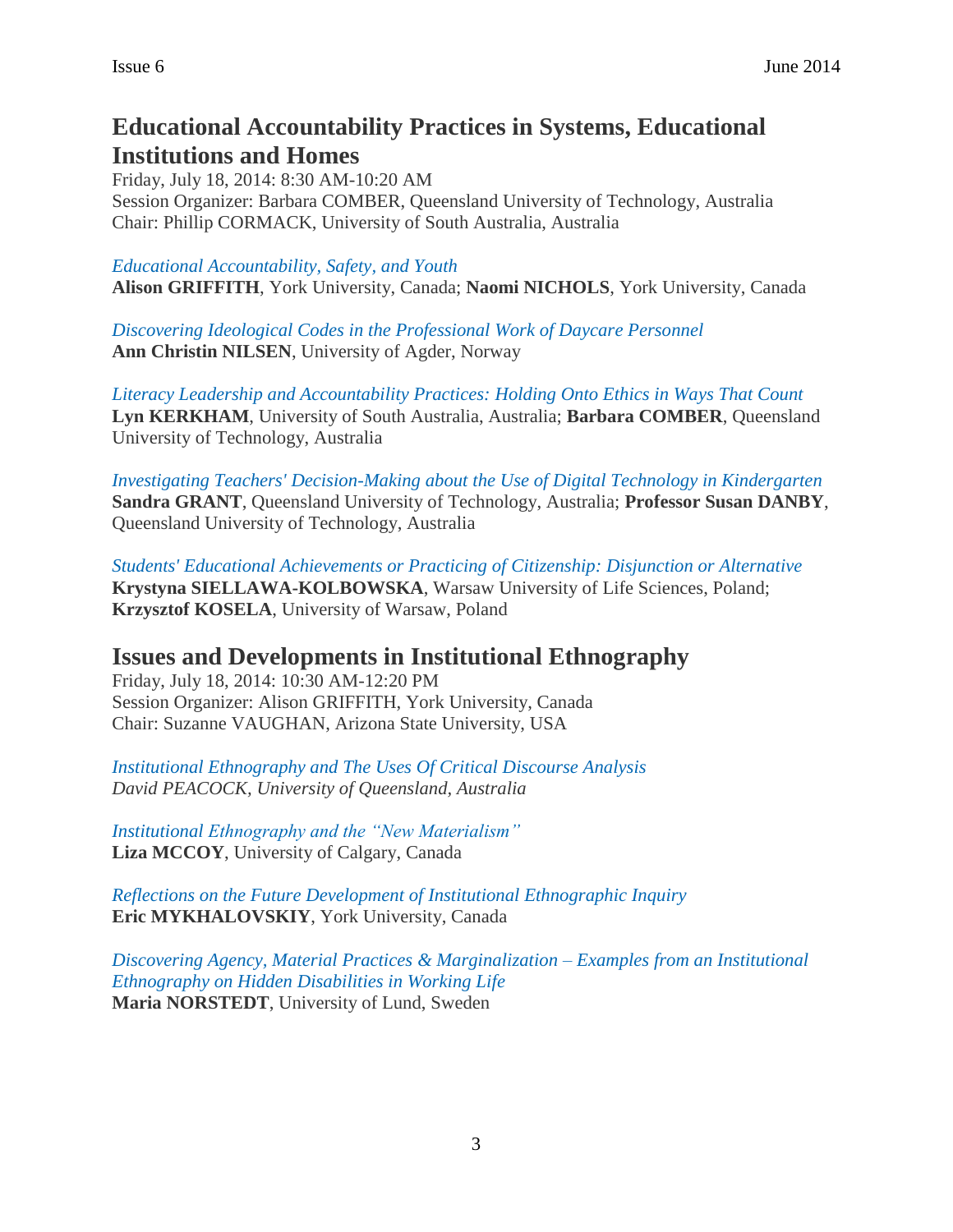## Educational Accountability Practices in Systems, Educational Institutions and Homes

Friday, July 18, 2014: 8:30 AM-10:20 AM
Session Organizer: Barbara COMBER, Queensland University of Technology, Australia
Chair: Phillip CORMACK, University of South Australia, Australia

*Educational Accountability, Safety, and Youth*
**Alison GRIFFITH**, York University, Canada; **Naomi NICHOLS**, York University, Canada

*Discovering Ideological Codes in the Professional Work of Daycare Personnel*
**Ann Christin NILSEN**, University of Agder, Norway

*Literacy Leadership and Accountability Practices: Holding Onto Ethics in Ways That Count*
**Lyn KERKHAM**, University of South Australia, Australia; **Barbara COMBER**, Queensland University of Technology, Australia

*Investigating Teachers' Decision-Making about the Use of Digital Technology in Kindergarten*
**Sandra GRANT**, Queensland University of Technology, Australia; **Professor Susan DANBY**, Queensland University of Technology, Australia

*Students' Educational Achievements or Practicing of Citizenship: Disjunction or Alternative*
**Krystyna SIELLAWA-KOLBOWSKA**, Warsaw University of Life Sciences, Poland; **Krzysztof KOSELA**, University of Warsaw, Poland

## Issues and Developments in Institutional Ethnography

Friday, July 18, 2014: 10:30 AM-12:20 PM
Session Organizer: Alison GRIFFITH, York University, Canada
Chair: Suzanne VAUGHAN, Arizona State University, USA

*Institutional Ethnography and The Uses Of Critical Discourse Analysis*
*David PEACOCK, University of Queensland, Australia*

*Institutional Ethnography and the "New Materialism"*
**Liza MCCOY**, University of Calgary, Canada

*Reflections on the Future Development of Institutional Ethnographic Inquiry*
**Eric MYKHALOVSKIY**, York University, Canada

*Discovering Agency, Material Practices & Marginalization – Examples from an Institutional Ethnography on Hidden Disabilities in Working Life*
**Maria NORSTEDT**, University of Lund, Sweden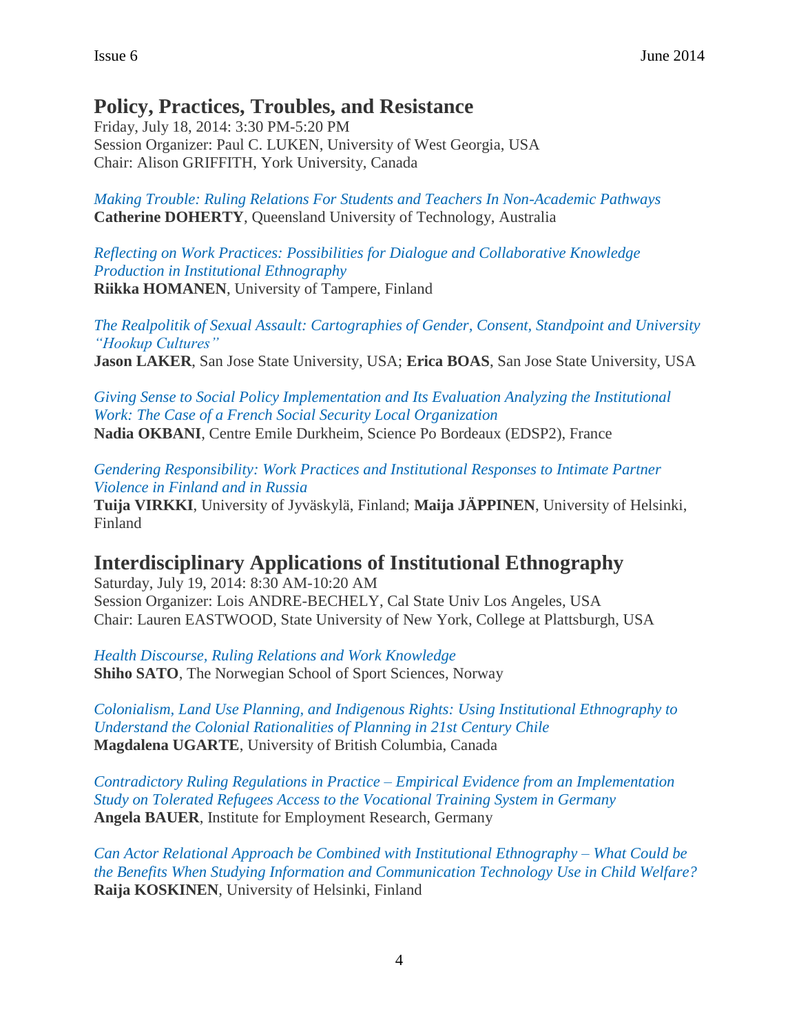## Policy, Practices, Troubles, and Resistance

Friday, July 18, 2014: 3:30 PM-5:20 PM
Session Organizer: Paul C. LUKEN, University of West Georgia, USA
Chair: Alison GRIFFITH, York University, Canada

*Making Trouble: Ruling Relations For Students and Teachers In Non-Academic Pathways*
**Catherine DOHERTY**, Queensland University of Technology, Australia

*Reflecting on Work Practices: Possibilities for Dialogue and Collaborative Knowledge Production in Institutional Ethnography*
**Riikka HOMANEN**, University of Tampere, Finland

*The Realpolitik of Sexual Assault: Cartographies of Gender, Consent, Standpoint and University "Hookup Cultures"*
**Jason LAKER**, San Jose State University, USA; **Erica BOAS**, San Jose State University, USA

*Giving Sense to Social Policy Implementation and Its Evaluation Analyzing the Institutional Work: The Case of a French Social Security Local Organization*
**Nadia OKBANI**, Centre Emile Durkheim, Science Po Bordeaux (EDSP2), France

*Gendering Responsibility: Work Practices and Institutional Responses to Intimate Partner Violence in Finland and in Russia*
**Tuija VIRKKI**, University of Jyväskylä, Finland; **Maija JÄPPINEN**, University of Helsinki, Finland

## Interdisciplinary Applications of Institutional Ethnography

Saturday, July 19, 2014: 8:30 AM-10:20 AM
Session Organizer: Lois ANDRE-BECHELY, Cal State Univ Los Angeles, USA
Chair: Lauren EASTWOOD, State University of New York, College at Plattsburgh, USA

*Health Discourse, Ruling Relations and Work Knowledge*
**Shiho SATO**, The Norwegian School of Sport Sciences, Norway

*Colonialism, Land Use Planning, and Indigenous Rights: Using Institutional Ethnography to Understand the Colonial Rationalities of Planning in 21st Century Chile*
**Magdalena UGARTE**, University of British Columbia, Canada

*Contradictory Ruling Regulations in Practice – Empirical Evidence from an Implementation Study on Tolerated Refugees Access to the Vocational Training System in Germany*
**Angela BAUER**, Institute for Employment Research, Germany

*Can Actor Relational Approach be Combined with Institutional Ethnography – What Could be the Benefits When Studying Information and Communication Technology Use in Child Welfare?*
**Raija KOSKINEN**, University of Helsinki, Finland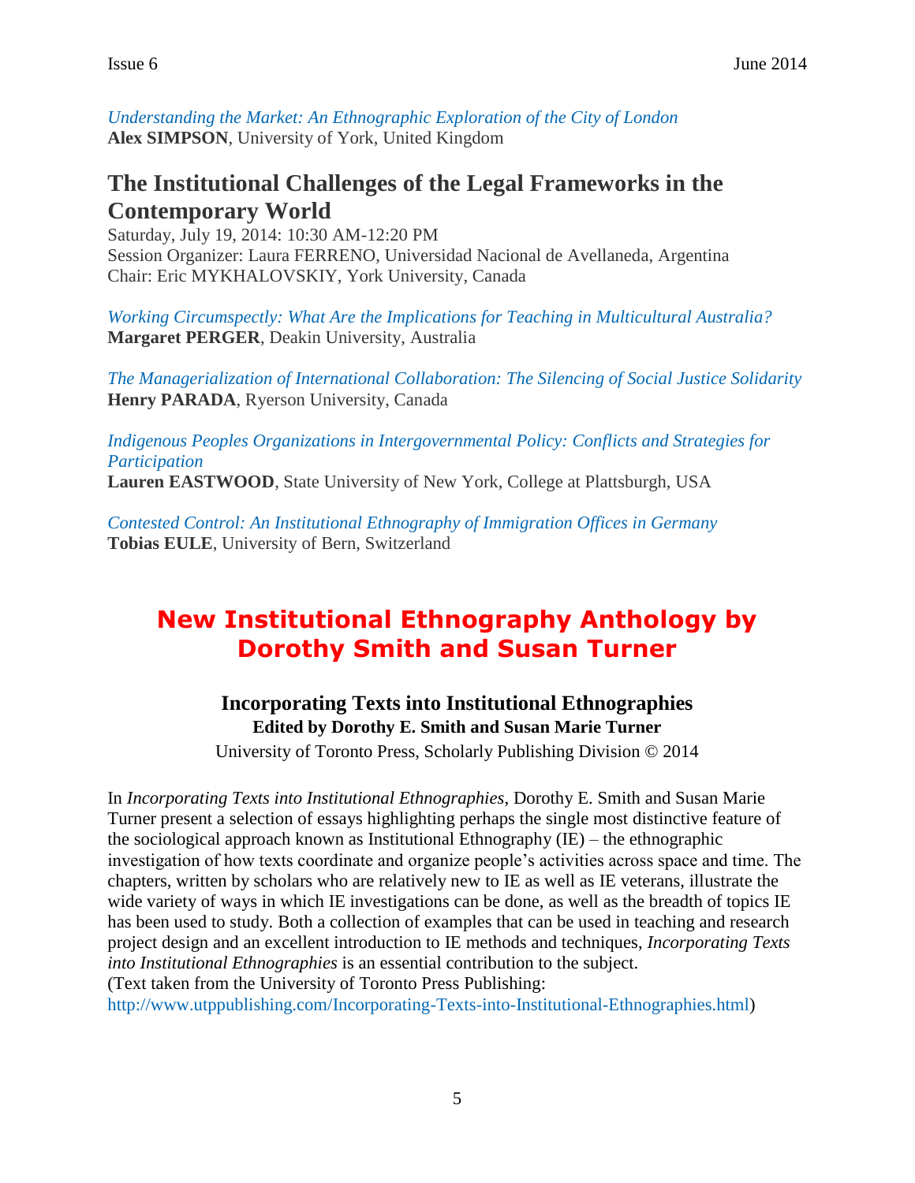*Understanding the Market: An Ethnographic Exploration of the City of London*
**Alex SIMPSON**, University of York, United Kingdom

## The Institutional Challenges of the Legal Frameworks in the Contemporary World

Saturday, July 19, 2014: 10:30 AM-12:20 PM
Session Organizer: Laura FERRENO, Universidad Nacional de Avellaneda, Argentina
Chair: Eric MYKHALOVSKIY, York University, Canada

*Working Circumspectly: What Are the Implications for Teaching in Multicultural Australia?*
**Margaret PERGER**, Deakin University, Australia

*The Managerialization of International Collaboration: The Silencing of Social Justice Solidarity*
**Henry PARADA**, Ryerson University, Canada

*Indigenous Peoples Organizations in Intergovernmental Policy: Conflicts and Strategies for Participation*
**Lauren EASTWOOD**, State University of New York, College at Plattsburgh, USA

*Contested Control: An Institutional Ethnography of Immigration Offices in Germany*
**Tobias EULE**, University of Bern, Switzerland

# New Institutional Ethnography Anthology by Dorothy Smith and Susan Turner

### Incorporating Texts into Institutional Ethnographies

**Edited by Dorothy E. Smith and Susan Marie Turner**

University of Toronto Press, Scholarly Publishing Division © 2014

In *Incorporating Texts into Institutional Ethnographies*, Dorothy E. Smith and Susan Marie Turner present a selection of essays highlighting perhaps the single most distinctive feature of the sociological approach known as Institutional Ethnography (IE) – the ethnographic investigation of how texts coordinate and organize people's activities across space and time. The chapters, written by scholars who are relatively new to IE as well as IE veterans, illustrate the wide variety of ways in which IE investigations can be done, as well as the breadth of topics IE has been used to study. Both a collection of examples that can be used in teaching and research project design and an excellent introduction to IE methods and techniques, *Incorporating Texts into Institutional Ethnographies* is an essential contribution to the subject.
(Text taken from the University of Toronto Press Publishing: http://www.utppublishing.com/Incorporating-Texts-into-Institutional-Ethnographies.html)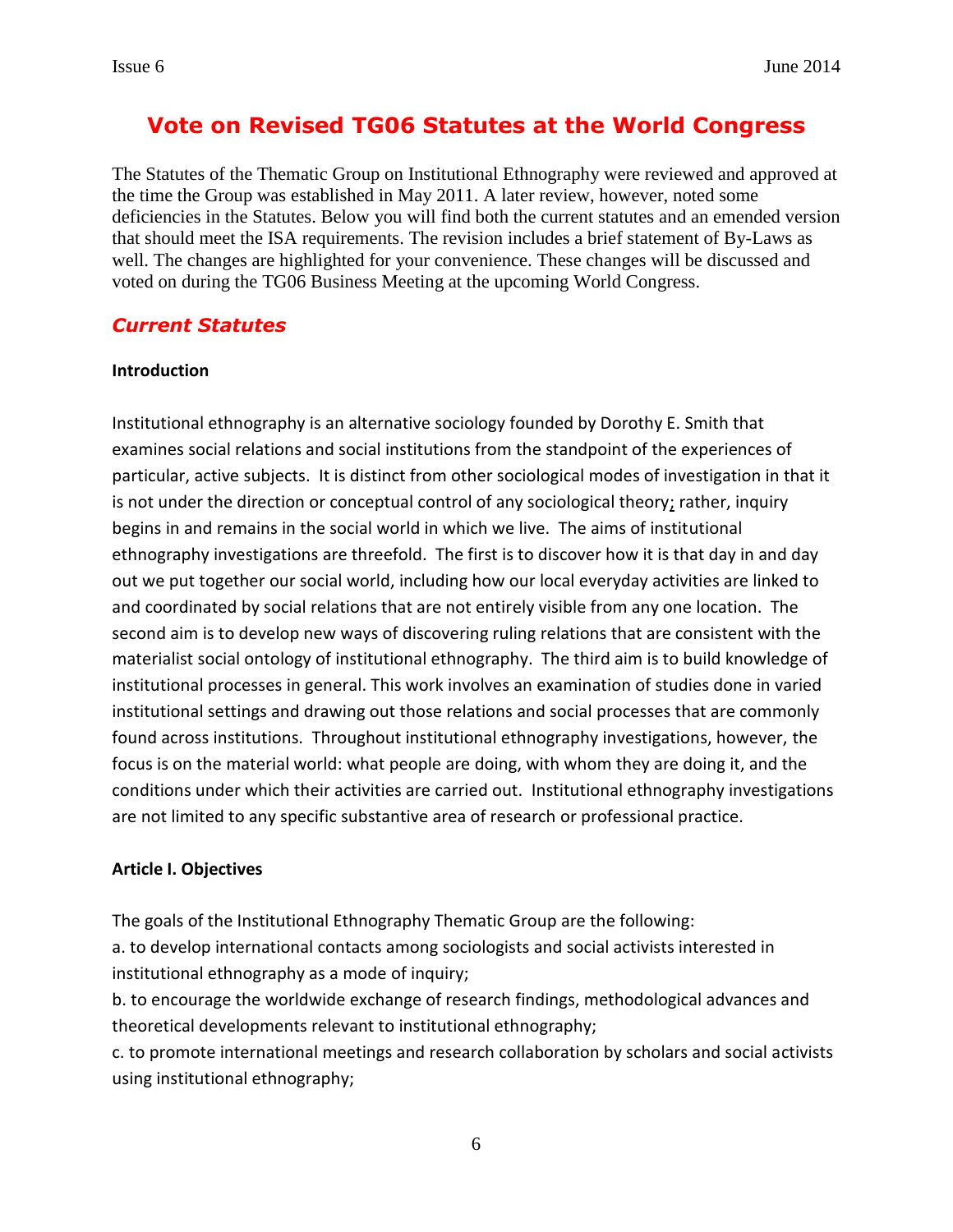# Vote on Revised TG06 Statutes at the World Congress

The Statutes of the Thematic Group on Institutional Ethnography were reviewed and approved at the time the Group was established in May 2011. A later review, however, noted some deficiencies in the Statutes. Below you will find both the current statutes and an emended version that should meet the ISA requirements. The revision includes a brief statement of By-Laws as well. The changes are highlighted for your convenience. These changes will be discussed and voted on during the TG06 Business Meeting at the upcoming World Congress.

## *Current Statutes*

**Introduction**

Institutional ethnography is an alternative sociology founded by Dorothy E. Smith that examines social relations and social institutions from the standpoint of the experiences of particular, active subjects. It is distinct from other sociological modes of investigation in that it is not under the direction or conceptual control of any sociological theory; rather, inquiry begins in and remains in the social world in which we live. The aims of institutional ethnography investigations are threefold. The first is to discover how it is that day in and day out we put together our social world, including how our local everyday activities are linked to and coordinated by social relations that are not entirely visible from any one location. The second aim is to develop new ways of discovering ruling relations that are consistent with the materialist social ontology of institutional ethnography. The third aim is to build knowledge of institutional processes in general. This work involves an examination of studies done in varied institutional settings and drawing out those relations and social processes that are commonly found across institutions. Throughout institutional ethnography investigations, however, the focus is on the material world: what people are doing, with whom they are doing it, and the conditions under which their activities are carried out. Institutional ethnography investigations are not limited to any specific substantive area of research or professional practice.

**Article I. Objectives**

The goals of the Institutional Ethnography Thematic Group are the following:

a. to develop international contacts among sociologists and social activists interested in institutional ethnography as a mode of inquiry;

b. to encourage the worldwide exchange of research findings, methodological advances and theoretical developments relevant to institutional ethnography;

c. to promote international meetings and research collaboration by scholars and social activists using institutional ethnography;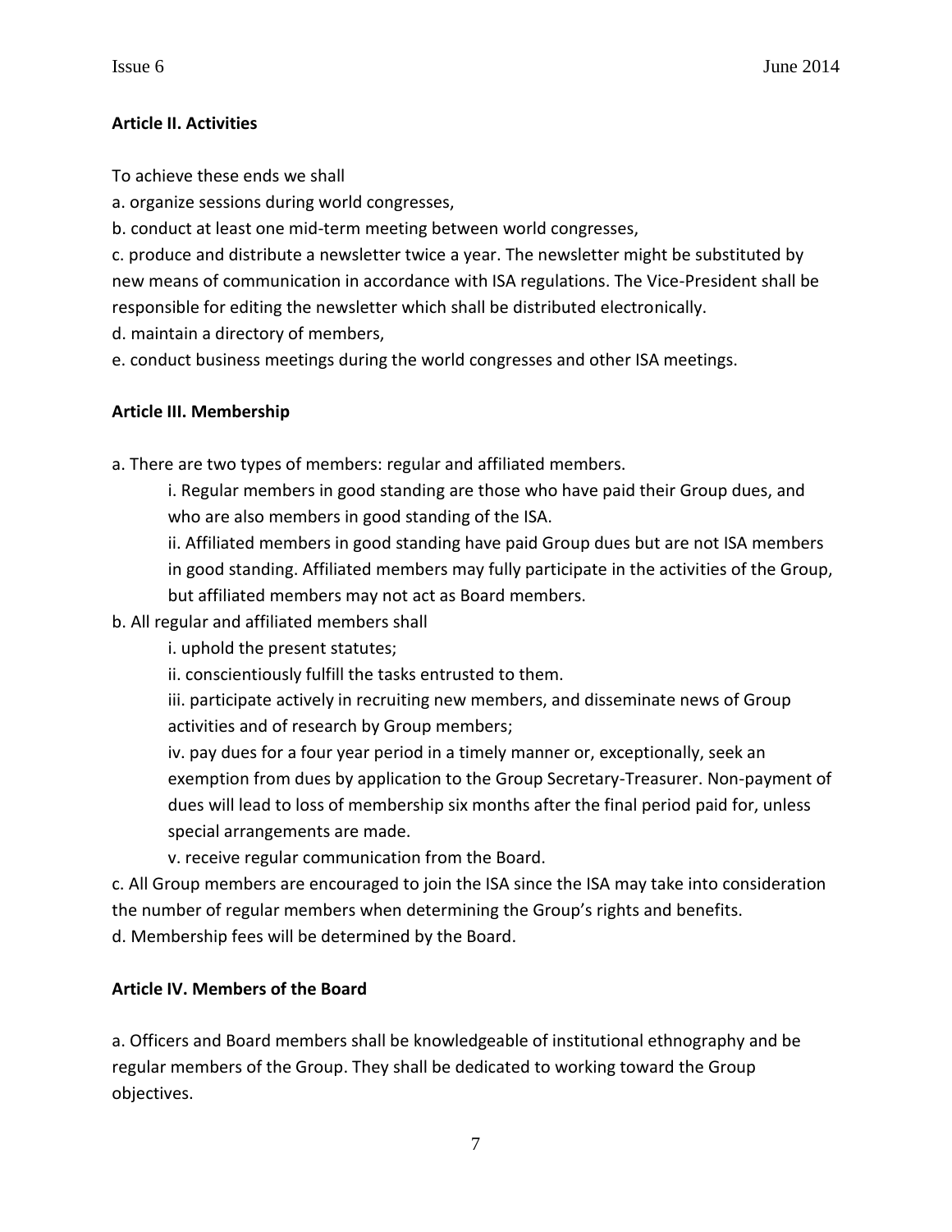**Article II. Activities**

To achieve these ends we shall

a. organize sessions during world congresses,

b. conduct at least one mid-term meeting between world congresses,

c. produce and distribute a newsletter twice a year. The newsletter might be substituted by new means of communication in accordance with ISA regulations. The Vice-President shall be responsible for editing the newsletter which shall be distributed electronically.

d. maintain a directory of members,

e. conduct business meetings during the world congresses and other ISA meetings.

**Article III. Membership**

a. There are two types of members: regular and affiliated members.

    i. Regular members in good standing are those who have paid their Group dues, and who are also members in good standing of the ISA.

    ii. Affiliated members in good standing have paid Group dues but are not ISA members in good standing. Affiliated members may fully participate in the activities of the Group, but affiliated members may not act as Board members.

b. All regular and affiliated members shall

    i. uphold the present statutes;

    ii. conscientiously fulfill the tasks entrusted to them.

    iii. participate actively in recruiting new members, and disseminate news of Group activities and of research by Group members;

    iv. pay dues for a four year period in a timely manner or, exceptionally, seek an exemption from dues by application to the Group Secretary-Treasurer. Non-payment of dues will lead to loss of membership six months after the final period paid for, unless special arrangements are made.

    v. receive regular communication from the Board.

c. All Group members are encouraged to join the ISA since the ISA may take into consideration the number of regular members when determining the Group's rights and benefits.

d. Membership fees will be determined by the Board.

**Article IV. Members of the Board**

a. Officers and Board members shall be knowledgeable of institutional ethnography and be regular members of the Group. They shall be dedicated to working toward the Group objectives.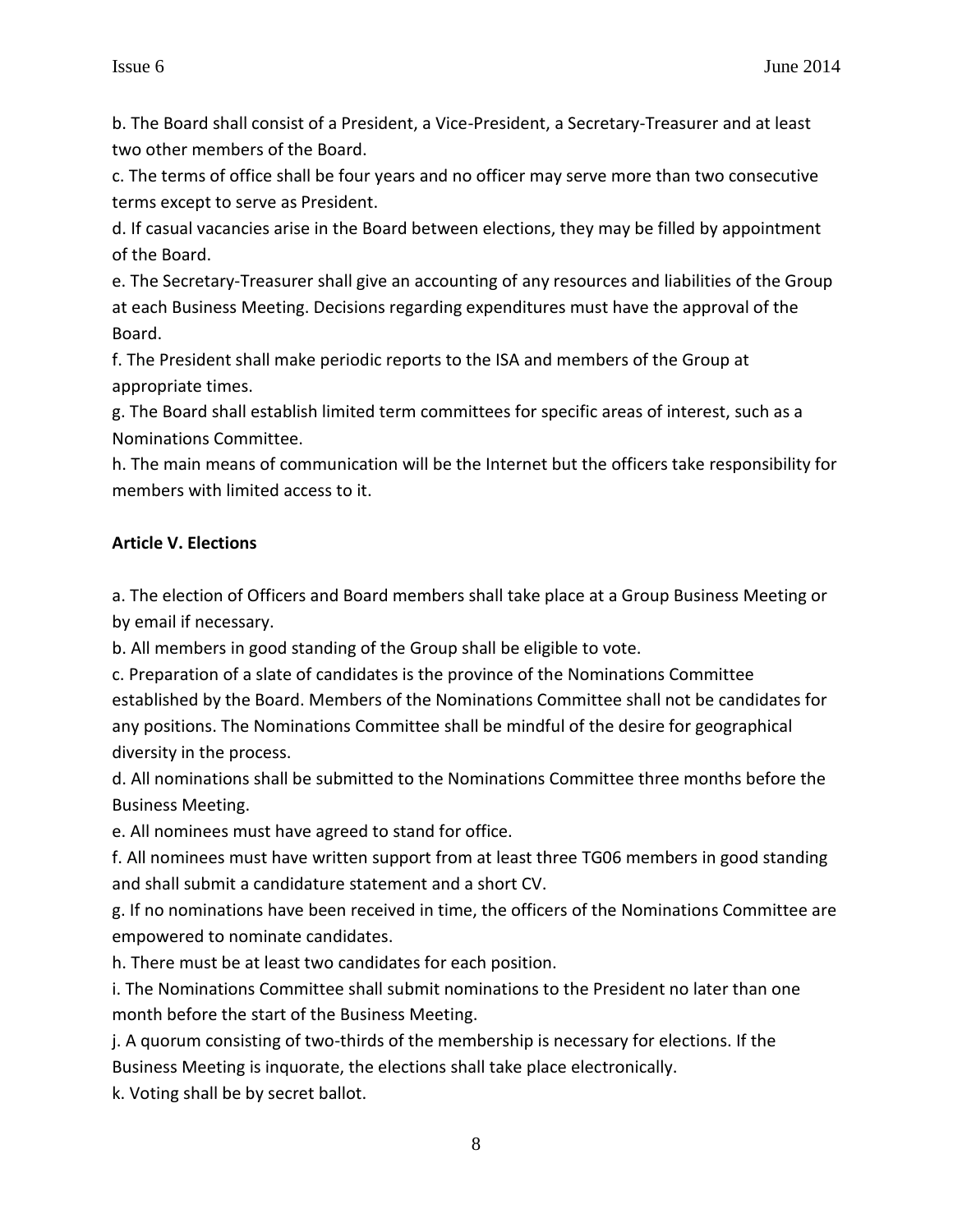b. The Board shall consist of a President, a Vice-President, a Secretary-Treasurer and at least two other members of the Board.

c. The terms of office shall be four years and no officer may serve more than two consecutive terms except to serve as President.

d. If casual vacancies arise in the Board between elections, they may be filled by appointment of the Board.

e. The Secretary-Treasurer shall give an accounting of any resources and liabilities of the Group at each Business Meeting. Decisions regarding expenditures must have the approval of the Board.

f. The President shall make periodic reports to the ISA and members of the Group at appropriate times.

g. The Board shall establish limited term committees for specific areas of interest, such as a Nominations Committee.

h. The main means of communication will be the Internet but the officers take responsibility for members with limited access to it.

**Article V. Elections**

a. The election of Officers and Board members shall take place at a Group Business Meeting or by email if necessary.

b. All members in good standing of the Group shall be eligible to vote.

c. Preparation of a slate of candidates is the province of the Nominations Committee established by the Board. Members of the Nominations Committee shall not be candidates for any positions. The Nominations Committee shall be mindful of the desire for geographical diversity in the process.

d. All nominations shall be submitted to the Nominations Committee three months before the Business Meeting.

e. All nominees must have agreed to stand for office.

f. All nominees must have written support from at least three TG06 members in good standing and shall submit a candidature statement and a short CV.

g. If no nominations have been received in time, the officers of the Nominations Committee are empowered to nominate candidates.

h. There must be at least two candidates for each position.

i. The Nominations Committee shall submit nominations to the President no later than one month before the start of the Business Meeting.

j. A quorum consisting of two-thirds of the membership is necessary for elections. If the Business Meeting is inquorate, the elections shall take place electronically.

k. Voting shall be by secret ballot.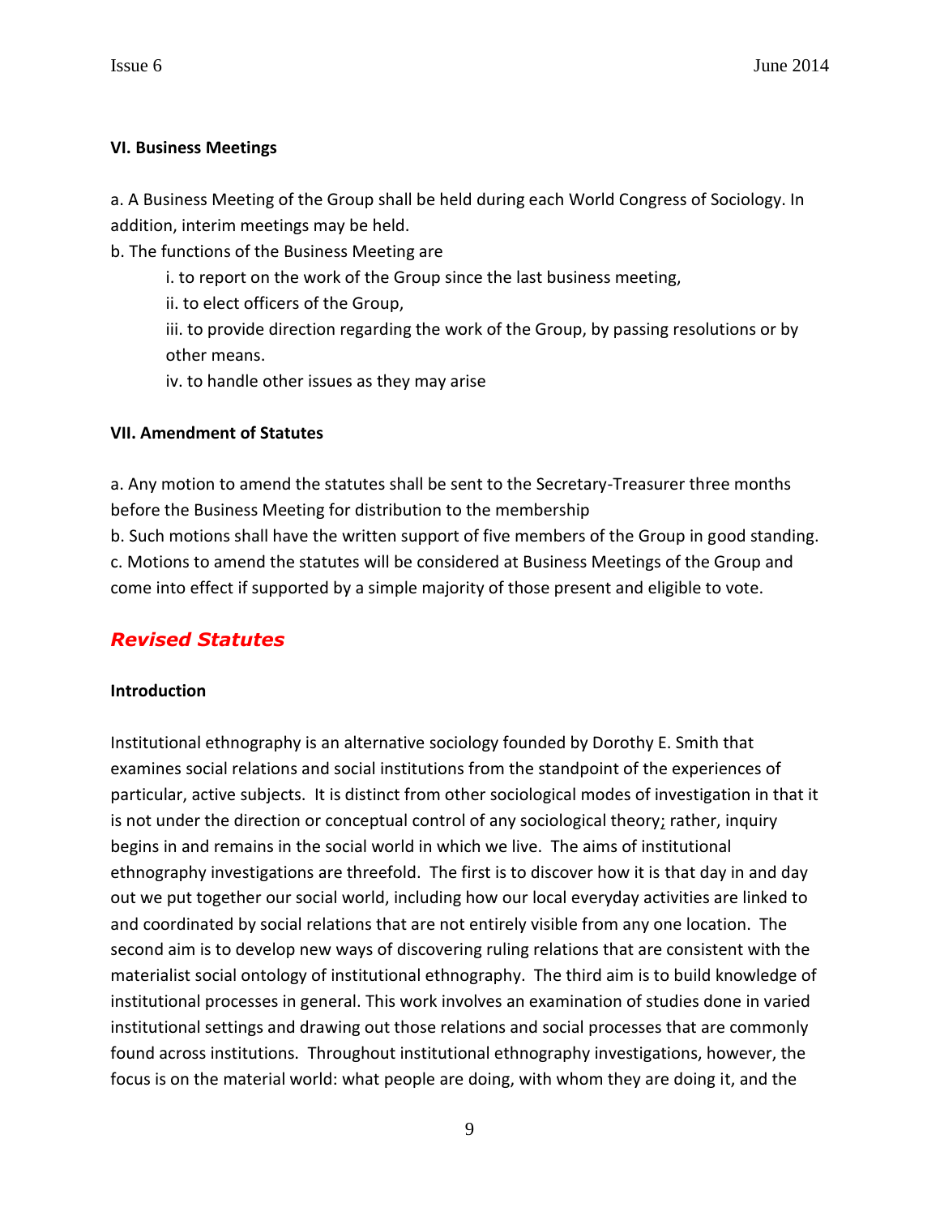### VI. Business Meetings

a. A Business Meeting of the Group shall be held during each World Congress of Sociology. In addition, interim meetings may be held.

b. The functions of the Business Meeting are

  i. to report on the work of the Group since the last business meeting,

  ii. to elect officers of the Group,

  iii. to provide direction regarding the work of the Group, by passing resolutions or by other means.

  iv. to handle other issues as they may arise

### VII. Amendment of Statutes

a. Any motion to amend the statutes shall be sent to the Secretary-Treasurer three months before the Business Meeting for distribution to the membership

b. Such motions shall have the written support of five members of the Group in good standing.

c. Motions to amend the statutes will be considered at Business Meetings of the Group and come into effect if supported by a simple majority of those present and eligible to vote.

## *Revised Statutes*

### Introduction

Institutional ethnography is an alternative sociology founded by Dorothy E. Smith that examines social relations and social institutions from the standpoint of the experiences of particular, active subjects. It is distinct from other sociological modes of investigation in that it is not under the direction or conceptual control of any sociological theory; rather, inquiry begins in and remains in the social world in which we live. The aims of institutional ethnography investigations are threefold. The first is to discover how it is that day in and day out we put together our social world, including how our local everyday activities are linked to and coordinated by social relations that are not entirely visible from any one location. The second aim is to develop new ways of discovering ruling relations that are consistent with the materialist social ontology of institutional ethnography. The third aim is to build knowledge of institutional processes in general. This work involves an examination of studies done in varied institutional settings and drawing out those relations and social processes that are commonly found across institutions. Throughout institutional ethnography investigations, however, the focus is on the material world: what people are doing, with whom they are doing it, and the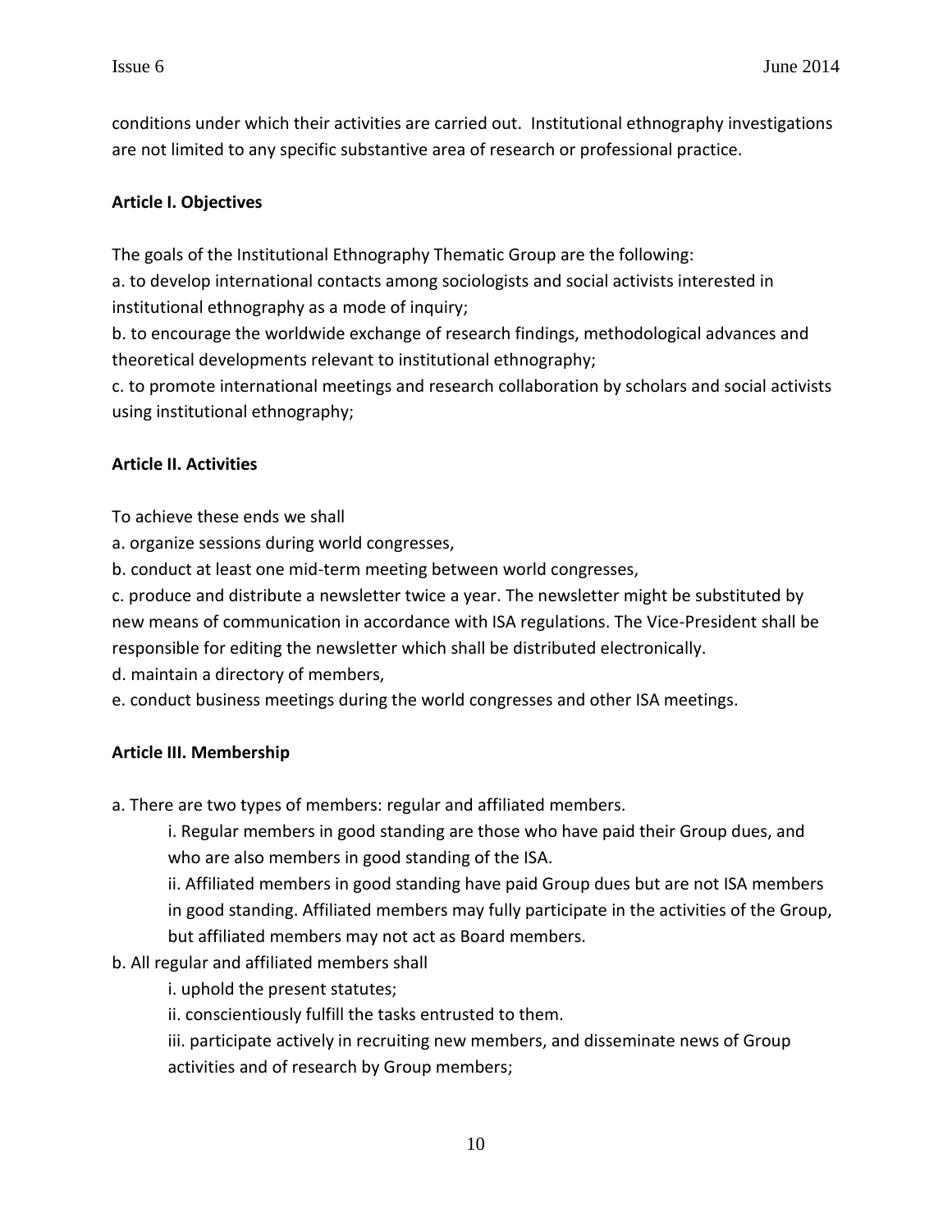conditions under which their activities are carried out. Institutional ethnography investigations are not limited to any specific substantive area of research or professional practice.

**Article I. Objectives**

The goals of the Institutional Ethnography Thematic Group are the following:
a. to develop international contacts among sociologists and social activists interested in institutional ethnography as a mode of inquiry;
b. to encourage the worldwide exchange of research findings, methodological advances and theoretical developments relevant to institutional ethnography;
c. to promote international meetings and research collaboration by scholars and social activists using institutional ethnography;

**Article II. Activities**

To achieve these ends we shall
a. organize sessions during world congresses,
b. conduct at least one mid-term meeting between world congresses,
c. produce and distribute a newsletter twice a year. The newsletter might be substituted by new means of communication in accordance with ISA regulations. The Vice-President shall be responsible for editing the newsletter which shall be distributed electronically.
d. maintain a directory of members,
e. conduct business meetings during the world congresses and other ISA meetings.

**Article III. Membership**

a. There are two types of members: regular and affiliated members.
  i. Regular members in good standing are those who have paid their Group dues, and who are also members in good standing of the ISA.
  ii. Affiliated members in good standing have paid Group dues but are not ISA members in good standing. Affiliated members may fully participate in the activities of the Group, but affiliated members may not act as Board members.
b. All regular and affiliated members shall
  i. uphold the present statutes;
  ii. conscientiously fulfill the tasks entrusted to them.
  iii. participate actively in recruiting new members, and disseminate news of Group activities and of research by Group members;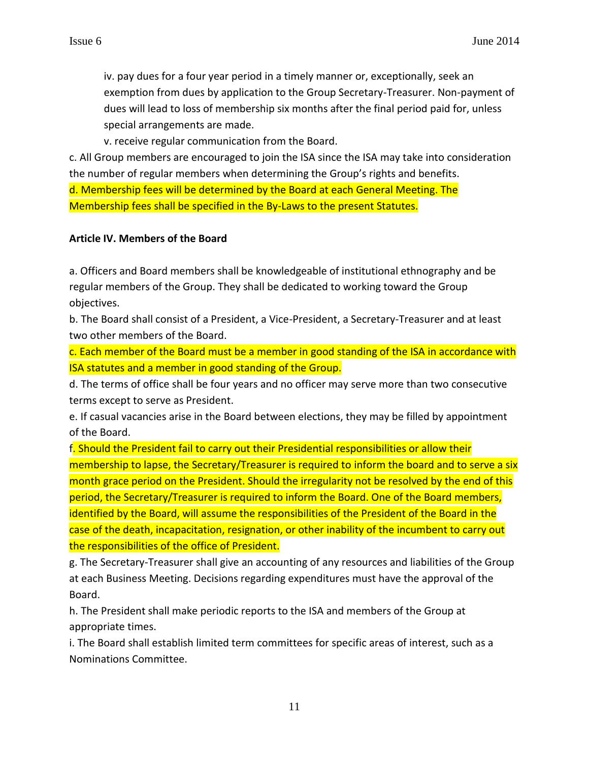iv. pay dues for a four year period in a timely manner or, exceptionally, seek an exemption from dues by application to the Group Secretary-Treasurer. Non-payment of dues will lead to loss of membership six months after the final period paid for, unless special arrangements are made.

v. receive regular communication from the Board.

c. All Group members are encouraged to join the ISA since the ISA may take into consideration the number of regular members when determining the Group's rights and benefits.

d. Membership fees will be determined by the Board at each General Meeting. The Membership fees shall be specified in the By-Laws to the present Statutes.

**Article IV. Members of the Board**

a. Officers and Board members shall be knowledgeable of institutional ethnography and be regular members of the Group. They shall be dedicated to working toward the Group objectives.

b. The Board shall consist of a President, a Vice-President, a Secretary-Treasurer and at least two other members of the Board.

c. Each member of the Board must be a member in good standing of the ISA in accordance with ISA statutes and a member in good standing of the Group.

d. The terms of office shall be four years and no officer may serve more than two consecutive terms except to serve as President.

e. If casual vacancies arise in the Board between elections, they may be filled by appointment of the Board.

f. Should the President fail to carry out their Presidential responsibilities or allow their membership to lapse, the Secretary/Treasurer is required to inform the board and to serve a six month grace period on the President. Should the irregularity not be resolved by the end of this period, the Secretary/Treasurer is required to inform the Board. One of the Board members, identified by the Board, will assume the responsibilities of the President of the Board in the case of the death, incapacitation, resignation, or other inability of the incumbent to carry out the responsibilities of the office of President.

g. The Secretary-Treasurer shall give an accounting of any resources and liabilities of the Group at each Business Meeting. Decisions regarding expenditures must have the approval of the Board.

h. The President shall make periodic reports to the ISA and members of the Group at appropriate times.

i. The Board shall establish limited term committees for specific areas of interest, such as a Nominations Committee.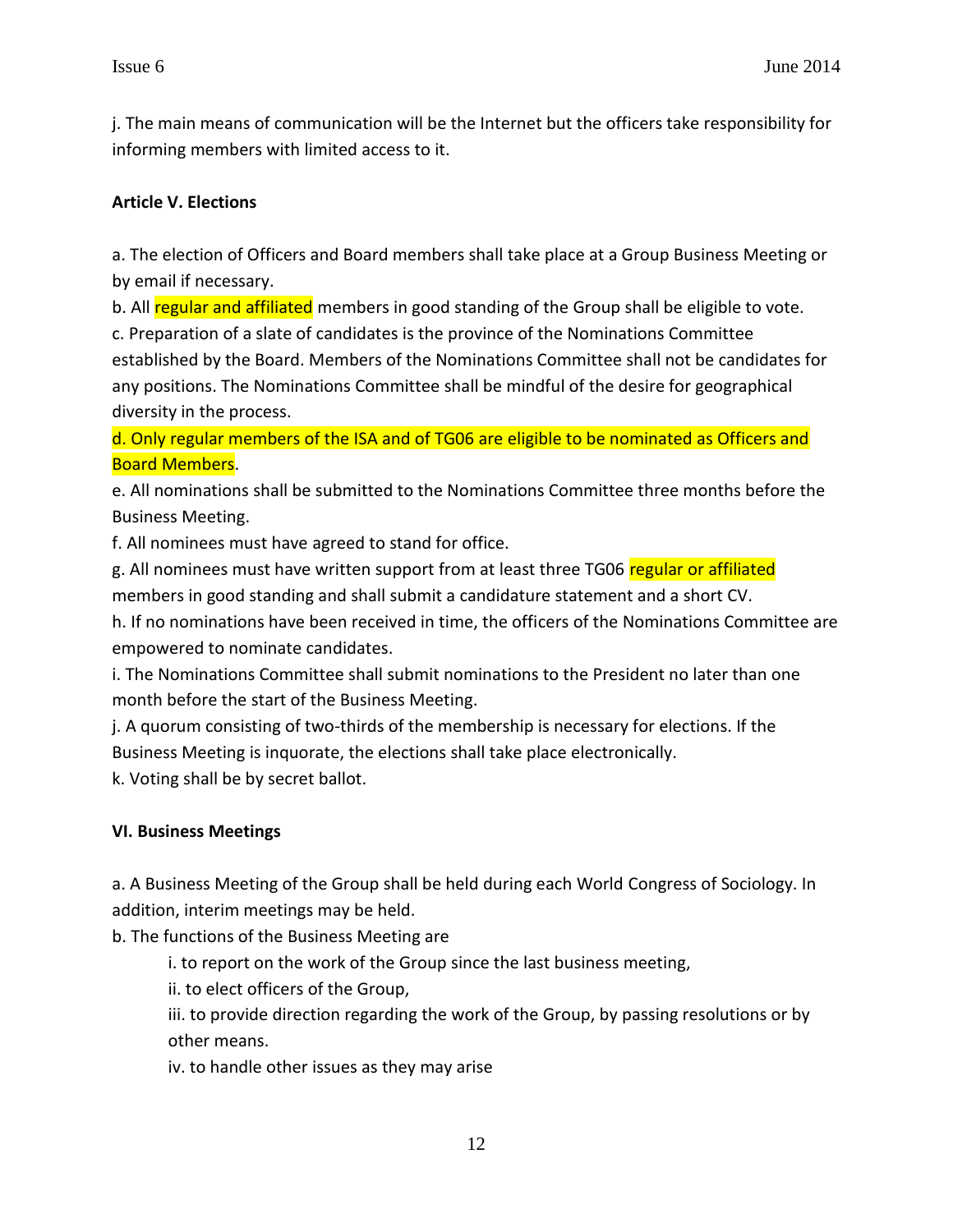j. The main means of communication will be the Internet but the officers take responsibility for informing members with limited access to it.

**Article V. Elections**

a. The election of Officers and Board members shall take place at a Group Business Meeting or by email if necessary.

b. All regular and affiliated members in good standing of the Group shall be eligible to vote.

c. Preparation of a slate of candidates is the province of the Nominations Committee established by the Board. Members of the Nominations Committee shall not be candidates for any positions. The Nominations Committee shall be mindful of the desire for geographical diversity in the process.

d. Only regular members of the ISA and of TG06 are eligible to be nominated as Officers and Board Members.

e. All nominations shall be submitted to the Nominations Committee three months before the Business Meeting.

f. All nominees must have agreed to stand for office.

g. All nominees must have written support from at least three TG06 regular or affiliated members in good standing and shall submit a candidature statement and a short CV.

h. If no nominations have been received in time, the officers of the Nominations Committee are empowered to nominate candidates.

i. The Nominations Committee shall submit nominations to the President no later than one month before the start of the Business Meeting.

j. A quorum consisting of two-thirds of the membership is necessary for elections. If the Business Meeting is inquorate, the elections shall take place electronically.

k. Voting shall be by secret ballot.

**VI. Business Meetings**

a. A Business Meeting of the Group shall be held during each World Congress of Sociology. In addition, interim meetings may be held.

b. The functions of the Business Meeting are

i. to report on the work of the Group since the last business meeting,

ii. to elect officers of the Group,

iii. to provide direction regarding the work of the Group, by passing resolutions or by other means.

iv. to handle other issues as they may arise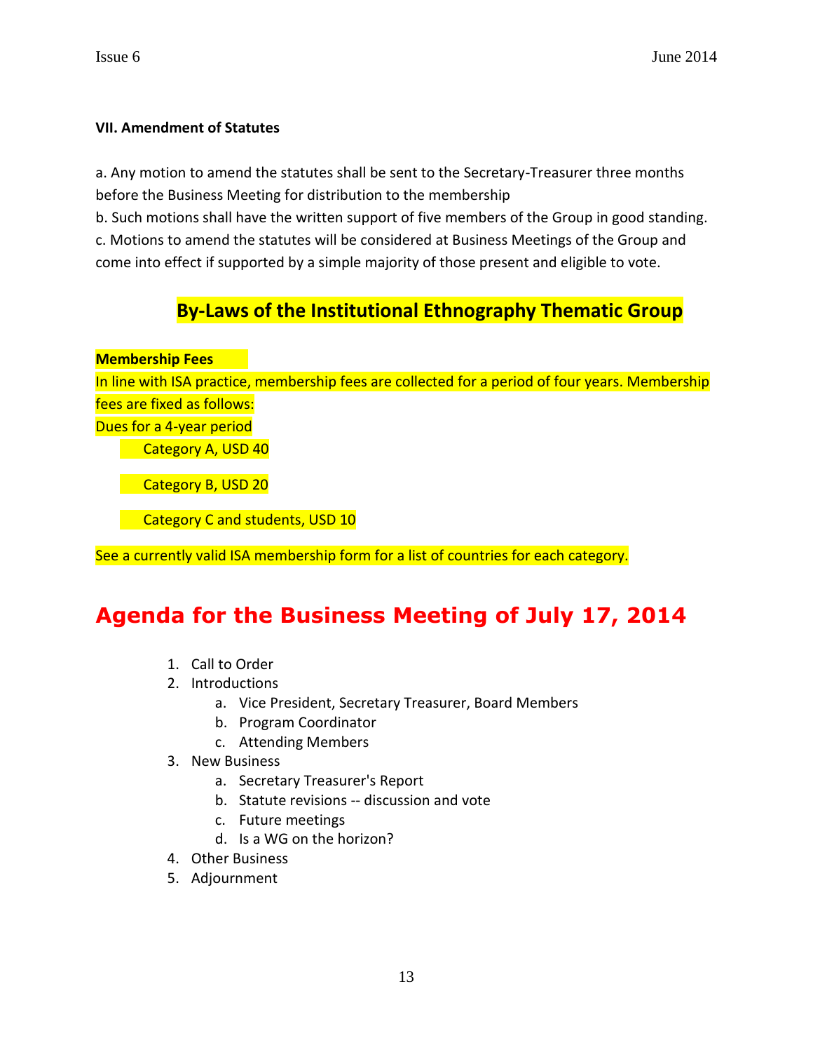**VII. Amendment of Statutes**

a. Any motion to amend the statutes shall be sent to the Secretary-Treasurer three months before the Business Meeting for distribution to the membership
b. Such motions shall have the written support of five members of the Group in good standing.
c. Motions to amend the statutes will be considered at Business Meetings of the Group and come into effect if supported by a simple majority of those present and eligible to vote.

## By-Laws of the Institutional Ethnography Thematic Group

**Membership Fees**

In line with ISA practice, membership fees are collected for a period of four years. Membership fees are fixed as follows:

Dues for a 4-year period

- Category A, USD 40
- Category B, USD 20
- Category C and students, USD 10

See a currently valid ISA membership form for a list of countries for each category.

# Agenda for the Business Meeting of July 17, 2014

1. Call to Order
2. Introductions
   a. Vice President, Secretary Treasurer, Board Members
   b. Program Coordinator
   c. Attending Members
3. New Business
   a. Secretary Treasurer's Report
   b. Statute revisions -- discussion and vote
   c. Future meetings
   d. Is a WG on the horizon?
4. Other Business
5. Adjournment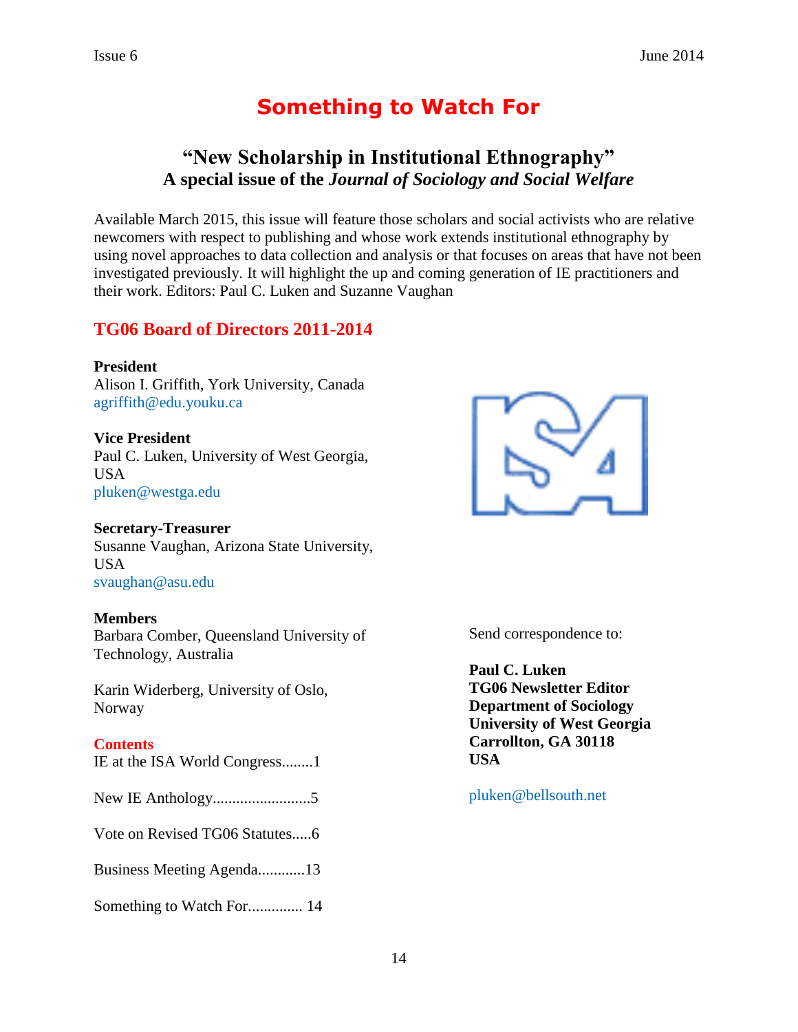# Something to Watch For

## "New Scholarship in Institutional Ethnography"
### A special issue of the *Journal of Sociology and Social Welfare*

Available March 2015, this issue will feature those scholars and social activists who are relative newcomers with respect to publishing and whose work extends institutional ethnography by using novel approaches to data collection and analysis or that focuses on areas that have not been investigated previously. It will highlight the up and coming generation of IE practitioners and their work. Editors: Paul C. Luken and Suzanne Vaughan

## TG06 Board of Directors 2011-2014

**President**
Alison I. Griffith, York University, Canada
agriffith@edu.youku.ca

**Vice President**
Paul C. Luken, University of West Georgia, USA
pluken@westga.edu

**Secretary-Treasurer**
Susanne Vaughan, Arizona State University, USA
svaughan@asu.edu

**Members**
Barbara Comber, Queensland University of Technology, Australia

Karin Widerberg, University of Oslo, Norway

**Contents**

IE at the ISA World Congress........1

New IE Anthology.........................5

Vote on Revised TG06 Statutes.....6

Business Meeting Agenda............13

Something to Watch For.............. 14

Send correspondence to:

**Paul C. Luken**
**TG06 Newsletter Editor**
**Department of Sociology**
**University of West Georgia**
**Carrollton, GA 30118**
**USA**

pluken@bellsouth.net